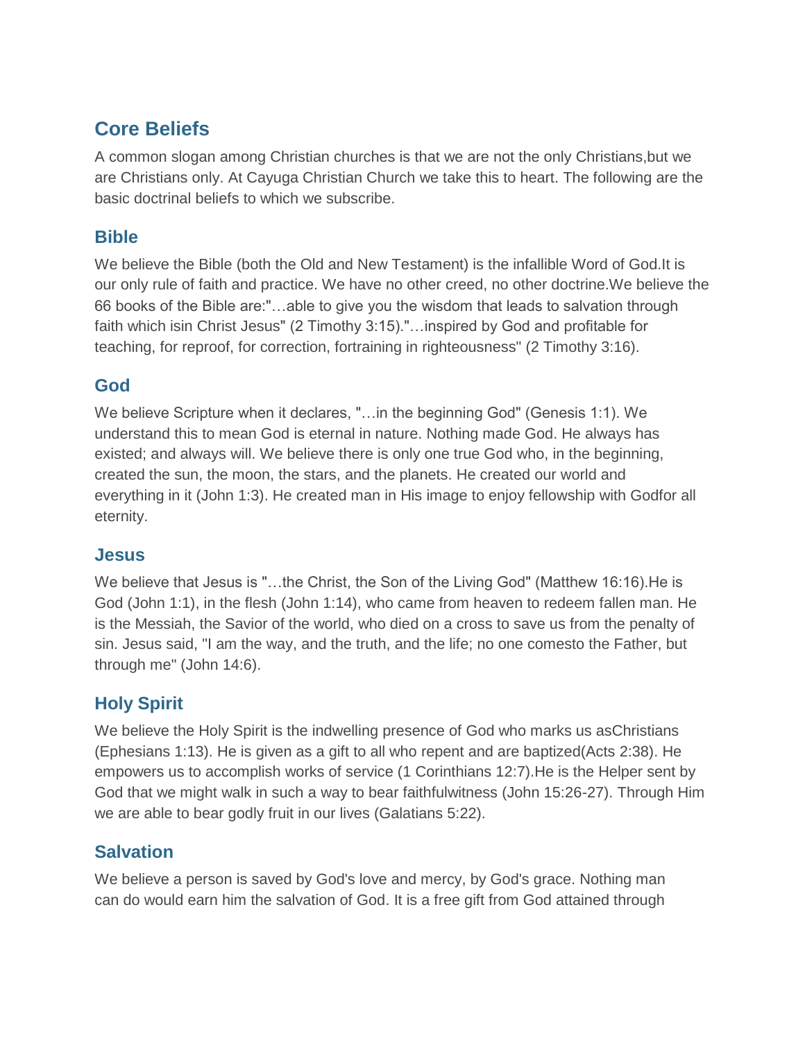## Core Beliefs

A common slogan among Christian churches is that we are not the only Christians,but we are Christians only. At Cayuga Christian Church we take this to heart. The following are the basic doctrinal beliefs to which we subscribe.

### Bible

We believe the Bible (both the Old and New Testament) is the infallible Word of God.It is our only rule of faith and practice. We have no other creed, no other doctrine.We believe the 66 books of the Bible are:"…able to give you the wisdom that leads to salvation through faith which isin Christ Jesus" (2 Timothy 3:15)."…inspired by God and profitable for teaching, for reproof, for correction, fortraining in righteousness" (2 Timothy 3:16).

### God

We believe Scripture when it declares, "…in the beginning God" (Genesis 1:1). We understand this to mean God is eternal in nature. Nothing made God. He always has existed; and always will. We believe there is only one true God who, in the beginning, created the sun, the moon, the stars, and the planets. He created our world and everything in it (John 1:3). He created man in His image to enjoy fellowship with Godfor all eternity.

### Jesus

We believe that Jesus is "…the Christ, the Son of the Living God" (Matthew 16:16).He is God (John 1:1), in the flesh (John 1:14), who came from heaven to redeem fallen man. He is the Messiah, the Savior of the world, who died on a cross to save us from the penalty of sin. Jesus said, "I am the way, and the truth, and the life; no one comesto the Father, but through me" (John 14:6).

### Holy Spirit

We believe the Holy Spirit is the indwelling presence of God who marks us asChristians (Ephesians 1:13). He is given as a gift to all who repent and are baptized(Acts 2:38). He empowers us to accomplish works of service (1 Corinthians 12:7).He is the Helper sent by God that we might walk in such a way to bear faithfulwitness (John 15:26-27). Through Him we are able to bear godly fruit in our lives (Galatians 5:22).

### Salvation

We believe a person is saved by God's love and mercy, by God's grace. Nothing man can do would earn him the salvation of God. It is a free gift from God attained through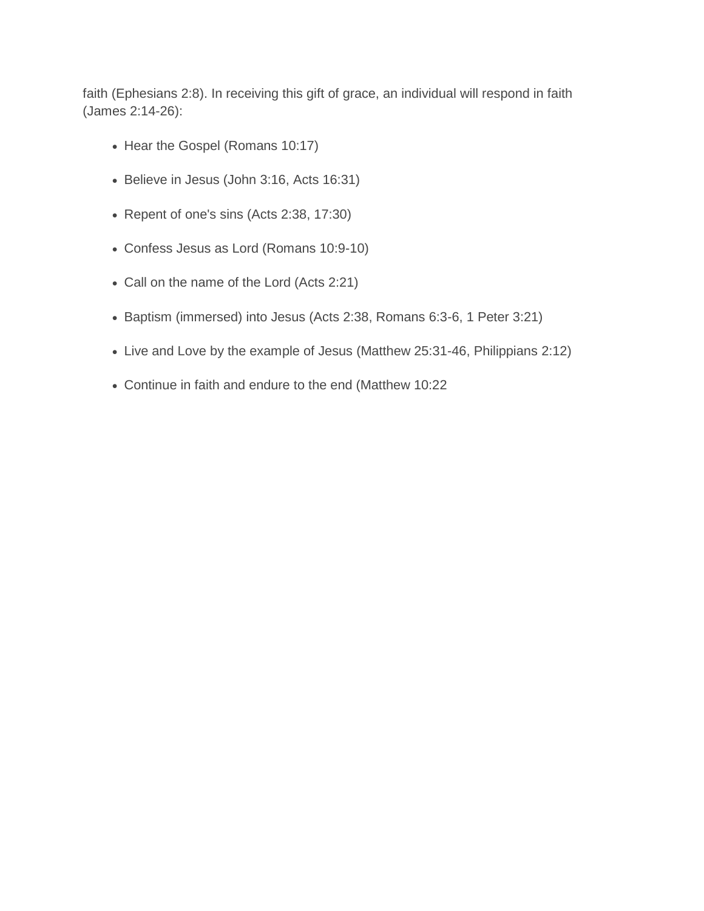faith (Ephesians 2:8). In receiving this gift of grace, an individual will respond in faith (James 2:14-26):

- Hear the Gospel (Romans 10:17)
- Believe in Jesus (John 3:16, Acts 16:31)
- Repent of one's sins (Acts 2:38, 17:30)
- Confess Jesus as Lord (Romans 10:9-10)
- Call on the name of the Lord (Acts 2:21)
- Baptism (immersed) into Jesus (Acts 2:38, Romans 6:3-6, 1 Peter 3:21)
- Live and Love by the example of Jesus (Matthew 25:31-46, Philippians 2:12)
- Continue in faith and endure to the end (Matthew 10:22